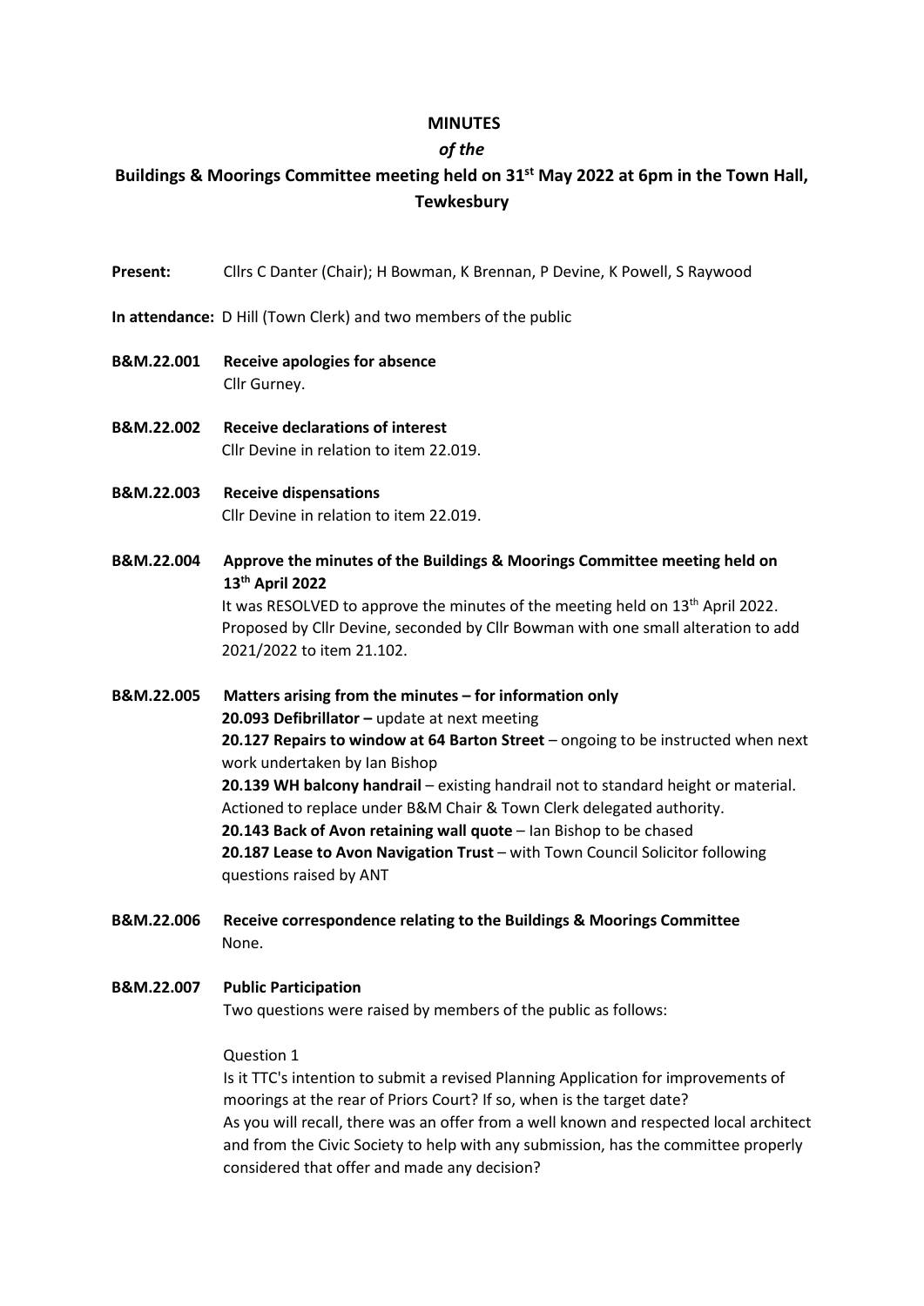# MINUTES

*of the*

## Buildings & Moorings Committee meeting held on 31st May 2022 at 6pm in the Town Hall, Tewkesbury

**Present:** Cllrs C Danter (Chair); H Bowman, K Brennan, P Devine, K Powell, S Raywood

**In attendance:** D Hill (Town Clerk) and two members of the public

**B&M.22.001 Receive apologies for absence**
Cllr Gurney.

**B&M.22.002 Receive declarations of interest**
Cllr Devine in relation to item 22.019.

**B&M.22.003 Receive dispensations**
Cllr Devine in relation to item 22.019.

**B&M.22.004 Approve the minutes of the Buildings & Moorings Committee meeting held on 13th April 2022**
It was RESOLVED to approve the minutes of the meeting held on 13th April 2022. Proposed by Cllr Devine, seconded by Cllr Bowman with one small alteration to add 2021/2022 to item 21.102.

**B&M.22.005 Matters arising from the minutes – for information only**
**20.093 Defibrillator –** update at next meeting
**20.127 Repairs to window at 64 Barton Street** – ongoing to be instructed when next work undertaken by Ian Bishop
**20.139 WH balcony handrail** – existing handrail not to standard height or material. Actioned to replace under B&M Chair & Town Clerk delegated authority.
**20.143 Back of Avon retaining wall quote** – Ian Bishop to be chased
**20.187 Lease to Avon Navigation Trust** – with Town Council Solicitor following questions raised by ANT

**B&M.22.006 Receive correspondence relating to the Buildings & Moorings Committee**
None.

**B&M.22.007 Public Participation**
Two questions were raised by members of the public as follows:

Question 1
Is it TTC's intention to submit a revised Planning Application for improvements of moorings at the rear of Priors Court? If so, when is the target date?
As you will recall, there was an offer from a well known and respected local architect and from the Civic Society to help with any submission, has the committee properly considered that offer and made any decision?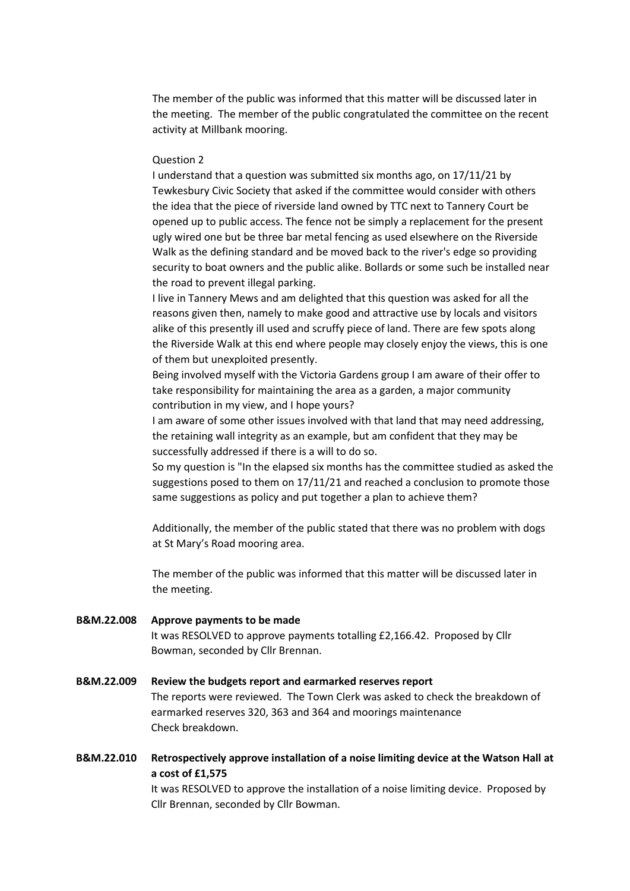The member of the public was informed that this matter will be discussed later in the meeting. The member of the public congratulated the committee on the recent activity at Millbank mooring.

Question 2

I understand that a question was submitted six months ago, on 17/11/21 by Tewkesbury Civic Society that asked if the committee would consider with others the idea that the piece of riverside land owned by TTC next to Tannery Court be opened up to public access. The fence not be simply a replacement for the present ugly wired one but be three bar metal fencing as used elsewhere on the Riverside Walk as the defining standard and be moved back to the river's edge so providing security to boat owners and the public alike. Bollards or some such be installed near the road to prevent illegal parking.

I live in Tannery Mews and am delighted that this question was asked for all the reasons given then, namely to make good and attractive use by locals and visitors alike of this presently ill used and scruffy piece of land. There are few spots along the Riverside Walk at this end where people may closely enjoy the views, this is one of them but unexploited presently.

Being involved myself with the Victoria Gardens group I am aware of their offer to take responsibility for maintaining the area as a garden, a major community contribution in my view, and I hope yours?

I am aware of some other issues involved with that land that may need addressing, the retaining wall integrity as an example, but am confident that they may be successfully addressed if there is a will to do so.

So my question is "In the elapsed six months has the committee studied as asked the suggestions posed to them on 17/11/21 and reached a conclusion to promote those same suggestions as policy and put together a plan to achieve them?

Additionally, the member of the public stated that there was no problem with dogs at St Mary's Road mooring area.

The member of the public was informed that this matter will be discussed later in the meeting.

**B&M.22.008 Approve payments to be made**

It was RESOLVED to approve payments totalling £2,166.42. Proposed by Cllr Bowman, seconded by Cllr Brennan.

**B&M.22.009 Review the budgets report and earmarked reserves report**

The reports were reviewed. The Town Clerk was asked to check the breakdown of earmarked reserves 320, 363 and 364 and moorings maintenance
Check breakdown.

**B&M.22.010 Retrospectively approve installation of a noise limiting device at the Watson Hall at a cost of £1,575**

It was RESOLVED to approve the installation of a noise limiting device. Proposed by Cllr Brennan, seconded by Cllr Bowman.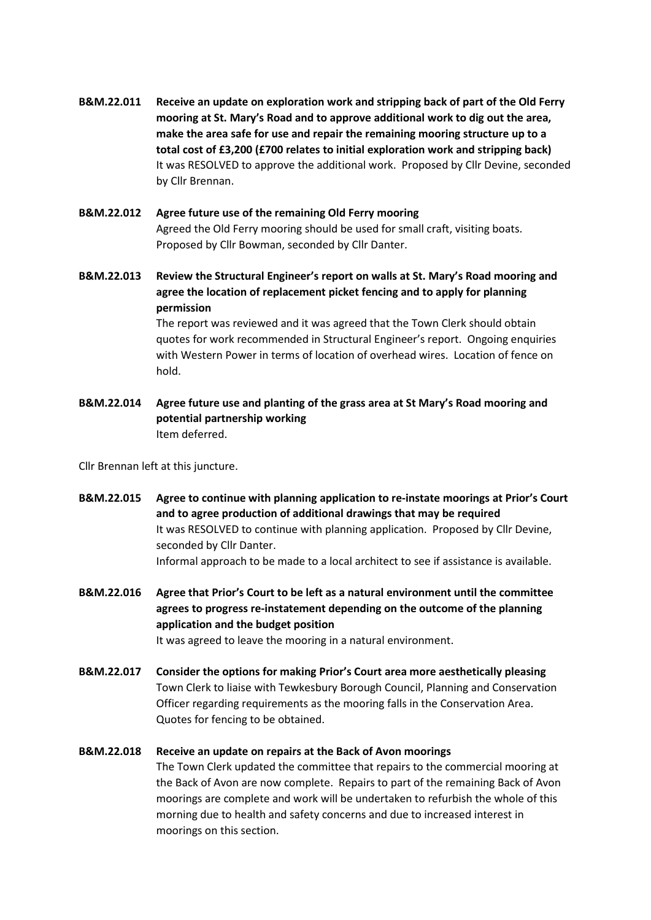**B&M.22.011 Receive an update on exploration work and stripping back of part of the Old Ferry mooring at St. Mary's Road and to approve additional work to dig out the area, make the area safe for use and repair the remaining mooring structure up to a total cost of £3,200 (£700 relates to initial exploration work and stripping back)**

It was RESOLVED to approve the additional work. Proposed by Cllr Devine, seconded by Cllr Brennan.

**B&M.22.012 Agree future use of the remaining Old Ferry mooring**

Agreed the Old Ferry mooring should be used for small craft, visiting boats. Proposed by Cllr Bowman, seconded by Cllr Danter.

**B&M.22.013 Review the Structural Engineer's report on walls at St. Mary's Road mooring and agree the location of replacement picket fencing and to apply for planning permission**

The report was reviewed and it was agreed that the Town Clerk should obtain quotes for work recommended in Structural Engineer's report. Ongoing enquiries with Western Power in terms of location of overhead wires. Location of fence on hold.

**B&M.22.014 Agree future use and planting of the grass area at St Mary's Road mooring and potential partnership working**

Item deferred.

Cllr Brennan left at this juncture.

**B&M.22.015 Agree to continue with planning application to re-instate moorings at Prior's Court and to agree production of additional drawings that may be required**

It was RESOLVED to continue with planning application. Proposed by Cllr Devine, seconded by Cllr Danter.

Informal approach to be made to a local architect to see if assistance is available.

**B&M.22.016 Agree that Prior's Court to be left as a natural environment until the committee agrees to progress re-instatement depending on the outcome of the planning application and the budget position**

It was agreed to leave the mooring in a natural environment.

**B&M.22.017 Consider the options for making Prior's Court area more aesthetically pleasing**

Town Clerk to liaise with Tewkesbury Borough Council, Planning and Conservation Officer regarding requirements as the mooring falls in the Conservation Area. Quotes for fencing to be obtained.

**B&M.22.018 Receive an update on repairs at the Back of Avon moorings**

The Town Clerk updated the committee that repairs to the commercial mooring at the Back of Avon are now complete. Repairs to part of the remaining Back of Avon moorings are complete and work will be undertaken to refurbish the whole of this morning due to health and safety concerns and due to increased interest in moorings on this section.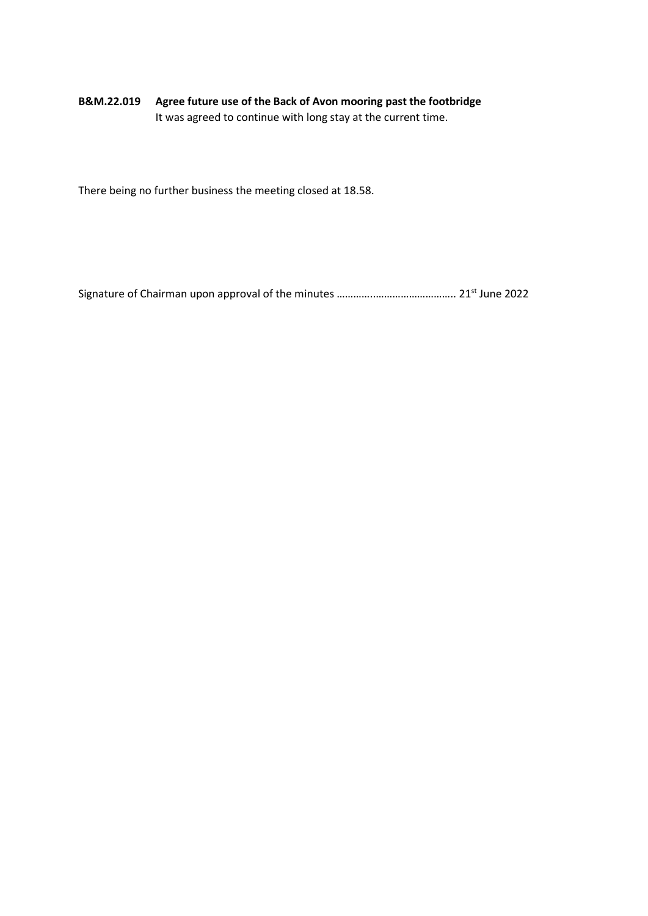**B&M.22.019 Agree future use of the Back of Avon mooring past the footbridge**

It was agreed to continue with long stay at the current time.

There being no further business the meeting closed at 18.58.

Signature of Chairman upon approval of the minutes ……………………………………….. 21st June 2022